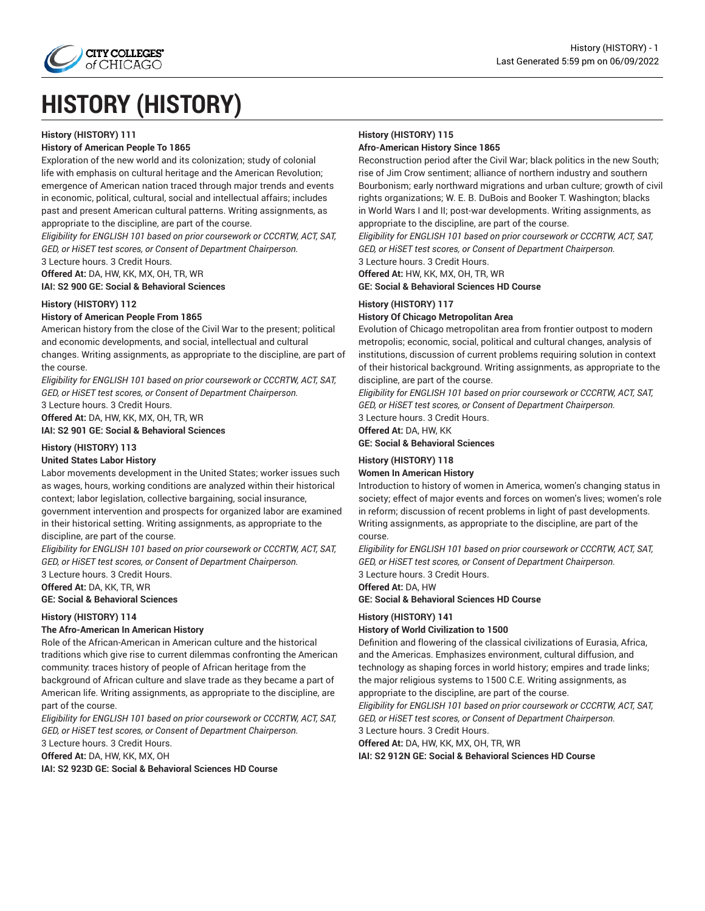# HISTORY (HISTORY)

**History (HISTORY) 111**

**History of American People To 1865**

Exploration of the new world and its colonization; study of colonial life with emphasis on cultural heritage and the American Revolution; emergence of American nation traced through major trends and events in economic, political, cultural, social and intellectual affairs; includes past and present American cultural patterns. Writing assignments, as appropriate to the discipline, are part of the course.

*Eligibility for ENGLISH 101 based on prior coursework or CCCRTW, ACT, SAT, GED, or HiSET test scores, or Consent of Department Chairperson.*

3 Lecture hours. 3 Credit Hours.

**Offered At:** DA, HW, KK, MX, OH, TR, WR

**IAI: S2 900 GE: Social & Behavioral Sciences**

**History (HISTORY) 112**

**History of American People From 1865**

American history from the close of the Civil War to the present; political and economic developments, and social, intellectual and cultural changes. Writing assignments, as appropriate to the discipline, are part of the course.

*Eligibility for ENGLISH 101 based on prior coursework or CCCRTW, ACT, SAT, GED, or HiSET test scores, or Consent of Department Chairperson.*

3 Lecture hours. 3 Credit Hours.

**Offered At:** DA, HW, KK, MX, OH, TR, WR

**IAI: S2 901 GE: Social & Behavioral Sciences**

**History (HISTORY) 113**

**United States Labor History**

Labor movements development in the United States; worker issues such as wages, hours, working conditions are analyzed within their historical context; labor legislation, collective bargaining, social insurance, government intervention and prospects for organized labor are examined in their historical setting. Writing assignments, as appropriate to the discipline, are part of the course.

*Eligibility for ENGLISH 101 based on prior coursework or CCCRTW, ACT, SAT, GED, or HiSET test scores, or Consent of Department Chairperson.*

3 Lecture hours. 3 Credit Hours.

**Offered At:** DA, KK, TR, WR

**GE: Social & Behavioral Sciences**

**History (HISTORY) 114**

**The Afro-American In American History**

Role of the African-American in American culture and the historical traditions which give rise to current dilemmas confronting the American community: traces history of people of African heritage from the background of African culture and slave trade as they became a part of American life. Writing assignments, as appropriate to the discipline, are part of the course.

*Eligibility for ENGLISH 101 based on prior coursework or CCCRTW, ACT, SAT, GED, or HiSET test scores, or Consent of Department Chairperson.*

3 Lecture hours. 3 Credit Hours.

**Offered At:** DA, HW, KK, MX, OH

**IAI: S2 923D GE: Social & Behavioral Sciences HD Course**

**History (HISTORY) 115**

**Afro-American History Since 1865**

Reconstruction period after the Civil War; black politics in the new South; rise of Jim Crow sentiment; alliance of northern industry and southern Bourbonism; early northward migrations and urban culture; growth of civil rights organizations; W. E. B. DuBois and Booker T. Washington; blacks in World Wars I and II; post-war developments. Writing assignments, as appropriate to the discipline, are part of the course.

*Eligibility for ENGLISH 101 based on prior coursework or CCCRTW, ACT, SAT, GED, or HiSET test scores, or Consent of Department Chairperson.*

3 Lecture hours. 3 Credit Hours.

**Offered At:** HW, KK, MX, OH, TR, WR

**GE: Social & Behavioral Sciences HD Course**

**History (HISTORY) 117**

**History Of Chicago Metropolitan Area**

Evolution of Chicago metropolitan area from frontier outpost to modern metropolis; economic, social, political and cultural changes, analysis of institutions, discussion of current problems requiring solution in context of their historical background. Writing assignments, as appropriate to the discipline, are part of the course.

*Eligibility for ENGLISH 101 based on prior coursework or CCCRTW, ACT, SAT, GED, or HiSET test scores, or Consent of Department Chairperson.*

3 Lecture hours. 3 Credit Hours.

**Offered At:** DA, HW, KK

**GE: Social & Behavioral Sciences**

**History (HISTORY) 118**

**Women In American History**

Introduction to history of women in America, women's changing status in society; effect of major events and forces on women's lives; women's role in reform; discussion of recent problems in light of past developments. Writing assignments, as appropriate to the discipline, are part of the course.

*Eligibility for ENGLISH 101 based on prior coursework or CCCRTW, ACT, SAT, GED, or HiSET test scores, or Consent of Department Chairperson.*

3 Lecture hours. 3 Credit Hours.

**Offered At:** DA, HW

**GE: Social & Behavioral Sciences HD Course**

**History (HISTORY) 141**

**History of World Civilization to 1500**

Definition and flowering of the classical civilizations of Eurasia, Africa, and the Americas. Emphasizes environment, cultural diffusion, and technology as shaping forces in world history; empires and trade links; the major religious systems to 1500 C.E. Writing assignments, as appropriate to the discipline, are part of the course.

*Eligibility for ENGLISH 101 based on prior coursework or CCCRTW, ACT, SAT, GED, or HiSET test scores, or Consent of Department Chairperson.*

3 Lecture hours. 3 Credit Hours.

**Offered At:** DA, HW, KK, MX, OH, TR, WR

**IAI: S2 912N GE: Social & Behavioral Sciences HD Course**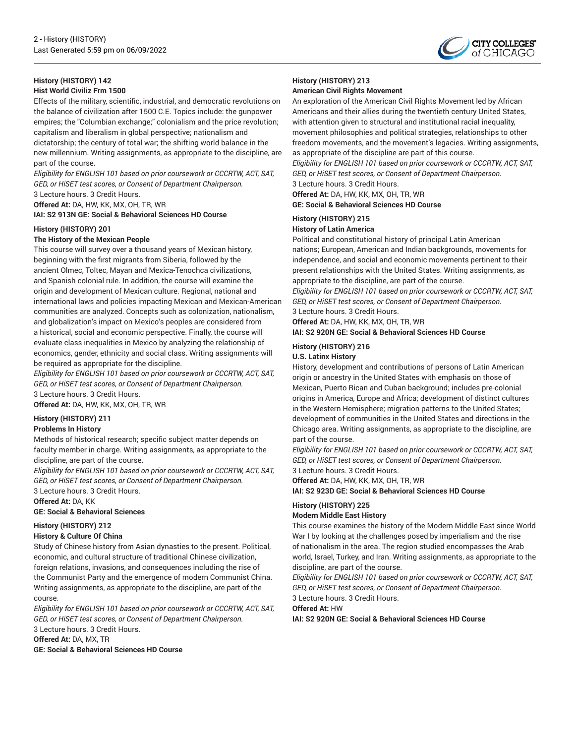### History (HISTORY) 142
**Hist World Civiliz Frm 1500**

Effects of the military, scientific, industrial, and democratic revolutions on the balance of civilization after 1500 C.E. Topics include: the gunpower empires; the "Columbian exchange;" colonialism and the price revolution; capitalism and liberalism in global perspective; nationalism and dictatorship; the century of total war; the shifting world balance in the new millennium. Writing assignments, as appropriate to the discipline, are part of the course.

*Eligibility for ENGLISH 101 based on prior coursework or CCCRTW, ACT, SAT, GED, or HiSET test scores, or Consent of Department Chairperson.*

3 Lecture hours. 3 Credit Hours.

**Offered At:** DA, HW, KK, MX, OH, TR, WR

**IAI: S2 913N GE: Social & Behavioral Sciences HD Course**

### History (HISTORY) 201
**The History of the Mexican People**

This course will survey over a thousand years of Mexican history, beginning with the first migrants from Siberia, followed by the ancient Olmec, Toltec, Mayan and Mexica-Tenochca civilizations, and Spanish colonial rule. In addition, the course will examine the origin and development of Mexican culture. Regional, national and international laws and policies impacting Mexican and Mexican-American communities are analyzed. Concepts such as colonization, nationalism, and globalization's impact on Mexico's peoples are considered from a historical, social and economic perspective. Finally, the course will evaluate class inequalities in Mexico by analyzing the relationship of economics, gender, ethnicity and social class. Writing assignments will be required as appropriate for the discipline.

*Eligibility for ENGLISH 101 based on prior coursework or CCCRTW, ACT, SAT, GED, or HiSET test scores, or Consent of Department Chairperson.*

3 Lecture hours. 3 Credit Hours.

**Offered At:** DA, HW, KK, MX, OH, TR, WR

### History (HISTORY) 211
**Problems In History**

Methods of historical research; specific subject matter depends on faculty member in charge. Writing assignments, as appropriate to the discipline, are part of the course.

*Eligibility for ENGLISH 101 based on prior coursework or CCCRTW, ACT, SAT, GED, or HiSET test scores, or Consent of Department Chairperson.*

3 Lecture hours. 3 Credit Hours.

**Offered At:** DA, KK

**GE: Social & Behavioral Sciences**

### History (HISTORY) 212
**History & Culture Of China**

Study of Chinese history from Asian dynasties to the present. Political, economic, and cultural structure of traditional Chinese civilization, foreign relations, invasions, and consequences including the rise of the Communist Party and the emergence of modern Communist China. Writing assignments, as appropriate to the discipline, are part of the course.

*Eligibility for ENGLISH 101 based on prior coursework or CCCRTW, ACT, SAT, GED, or HiSET test scores, or Consent of Department Chairperson.*

3 Lecture hours. 3 Credit Hours.

**Offered At:** DA, MX, TR

**GE: Social & Behavioral Sciences HD Course**

### History (HISTORY) 213
**American Civil Rights Movement**

An exploration of the American Civil Rights Movement led by African Americans and their allies during the twentieth century United States, with attention given to structural and institutional racial inequality, movement philosophies and political strategies, relationships to other freedom movements, and the movement's legacies. Writing assignments, as appropriate of the discipline are part of this course.

*Eligibility for ENGLISH 101 based on prior coursework or CCCRTW, ACT, SAT, GED, or HiSET test scores, or Consent of Department Chairperson.*

3 Lecture hours. 3 Credit Hours.

**Offered At:** DA, HW, KK, MX, OH, TR, WR

**GE: Social & Behavioral Sciences HD Course**

### History (HISTORY) 215
**History of Latin America**

Political and constitutional history of principal Latin American nations; European, American and Indian backgrounds, movements for independence, and social and economic movements pertinent to their present relationships with the United States. Writing assignments, as appropriate to the discipline, are part of the course.

*Eligibility for ENGLISH 101 based on prior coursework or CCCRTW, ACT, SAT, GED, or HiSET test scores, or Consent of Department Chairperson.*

3 Lecture hours. 3 Credit Hours.

**Offered At:** DA, HW, KK, MX, OH, TR, WR

**IAI: S2 920N GE: Social & Behavioral Sciences HD Course**

### History (HISTORY) 216
**U.S. Latinx History**

History, development and contributions of persons of Latin American origin or ancestry in the United States with emphasis on those of Mexican, Puerto Rican and Cuban background; includes pre-colonial origins in America, Europe and Africa; development of distinct cultures in the Western Hemisphere; migration patterns to the United States; development of communities in the United States and directions in the Chicago area. Writing assignments, as appropriate to the discipline, are part of the course.

*Eligibility for ENGLISH 101 based on prior coursework or CCCRTW, ACT, SAT, GED, or HiSET test scores, or Consent of Department Chairperson.*

3 Lecture hours. 3 Credit Hours.

**Offered At:** DA, HW, KK, MX, OH, TR, WR

**IAI: S2 923D GE: Social & Behavioral Sciences HD Course**

### History (HISTORY) 225
**Modern Middle East History**

This course examines the history of the Modern Middle East since World War I by looking at the challenges posed by imperialism and the rise of nationalism in the area. The region studied encompasses the Arab world, Israel, Turkey, and Iran. Writing assignments, as appropriate to the discipline, are part of the course.

*Eligibility for ENGLISH 101 based on prior coursework or CCCRTW, ACT, SAT, GED, or HiSET test scores, or Consent of Department Chairperson.*

3 Lecture hours. 3 Credit Hours.

**Offered At:** HW

**IAI: S2 920N GE: Social & Behavioral Sciences HD Course**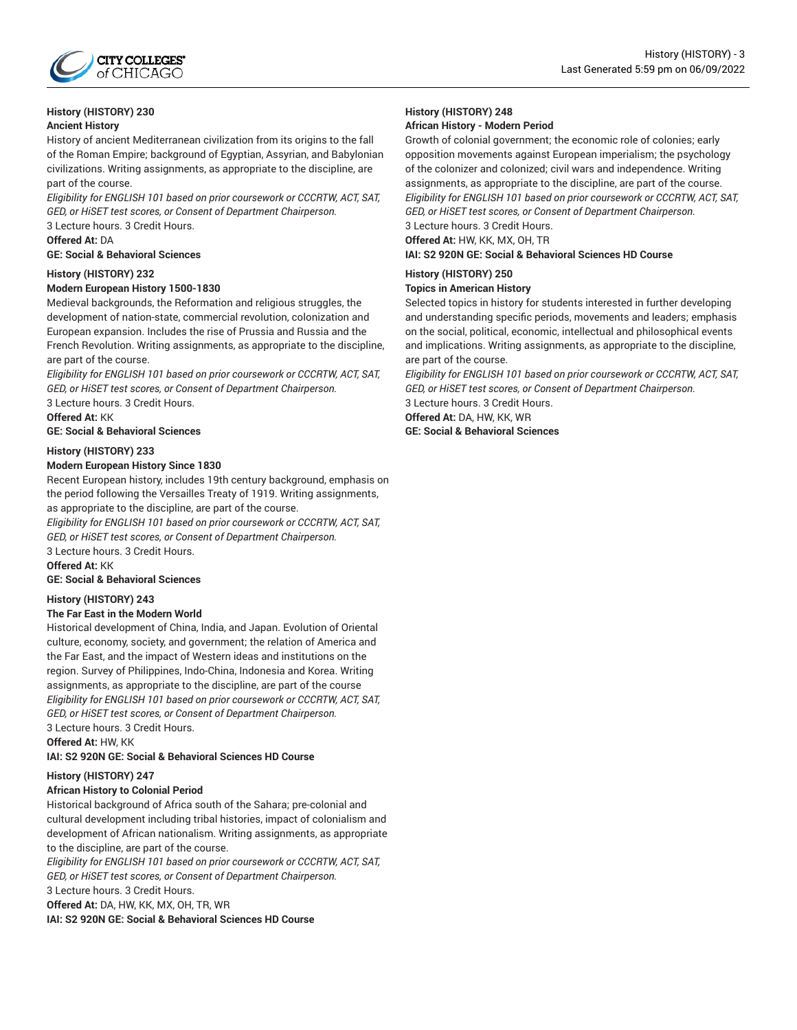### History (HISTORY) 230

**Ancient History**

History of ancient Mediterranean civilization from its origins to the fall of the Roman Empire; background of Egyptian, Assyrian, and Babylonian civilizations. Writing assignments, as appropriate to the discipline, are part of the course.

*Eligibility for ENGLISH 101 based on prior coursework or CCCRTW, ACT, SAT, GED, or HiSET test scores, or Consent of Department Chairperson.*

3 Lecture hours. 3 Credit Hours.

**Offered At:** DA

**GE: Social & Behavioral Sciences**

### History (HISTORY) 232

**Modern European History 1500-1830**

Medieval backgrounds, the Reformation and religious struggles, the development of nation-state, commercial revolution, colonization and European expansion. Includes the rise of Prussia and Russia and the French Revolution. Writing assignments, as appropriate to the discipline, are part of the course.

*Eligibility for ENGLISH 101 based on prior coursework or CCCRTW, ACT, SAT, GED, or HiSET test scores, or Consent of Department Chairperson.*

3 Lecture hours. 3 Credit Hours.

**Offered At:** KK

**GE: Social & Behavioral Sciences**

### History (HISTORY) 233

**Modern European History Since 1830**

Recent European history, includes 19th century background, emphasis on the period following the Versailles Treaty of 1919. Writing assignments, as appropriate to the discipline, are part of the course.

*Eligibility for ENGLISH 101 based on prior coursework or CCCRTW, ACT, SAT, GED, or HiSET test scores, or Consent of Department Chairperson.*

3 Lecture hours. 3 Credit Hours.

**Offered At:** KK

**GE: Social & Behavioral Sciences**

### History (HISTORY) 243

**The Far East in the Modern World**

Historical development of China, India, and Japan. Evolution of Oriental culture, economy, society, and government; the relation of America and the Far East, and the impact of Western ideas and institutions on the region. Survey of Philippines, Indo-China, Indonesia and Korea. Writing assignments, as appropriate to the discipline, are part of the course

*Eligibility for ENGLISH 101 based on prior coursework or CCCRTW, ACT, SAT, GED, or HiSET test scores, or Consent of Department Chairperson.*

3 Lecture hours. 3 Credit Hours.

**Offered At:** HW, KK

**IAI: S2 920N GE: Social & Behavioral Sciences HD Course**

### History (HISTORY) 247

**African History to Colonial Period**

Historical background of Africa south of the Sahara; pre-colonial and cultural development including tribal histories, impact of colonialism and development of African nationalism. Writing assignments, as appropriate to the discipline, are part of the course.

*Eligibility for ENGLISH 101 based on prior coursework or CCCRTW, ACT, SAT, GED, or HiSET test scores, or Consent of Department Chairperson.*

3 Lecture hours. 3 Credit Hours.

**Offered At:** DA, HW, KK, MX, OH, TR, WR

**IAI: S2 920N GE: Social & Behavioral Sciences HD Course**

### History (HISTORY) 248

**African History - Modern Period**

Growth of colonial government; the economic role of colonies; early opposition movements against European imperialism; the psychology of the colonizer and colonized; civil wars and independence. Writing assignments, as appropriate to the discipline, are part of the course.

*Eligibility for ENGLISH 101 based on prior coursework or CCCRTW, ACT, SAT, GED, or HiSET test scores, or Consent of Department Chairperson.*

3 Lecture hours. 3 Credit Hours.

**Offered At:** HW, KK, MX, OH, TR

**IAI: S2 920N GE: Social & Behavioral Sciences HD Course**

### History (HISTORY) 250

**Topics in American History**

Selected topics in history for students interested in further developing and understanding specific periods, movements and leaders; emphasis on the social, political, economic, intellectual and philosophical events and implications. Writing assignments, as appropriate to the discipline, are part of the course.

*Eligibility for ENGLISH 101 based on prior coursework or CCCRTW, ACT, SAT, GED, or HiSET test scores, or Consent of Department Chairperson.*

3 Lecture hours. 3 Credit Hours.

**Offered At:** DA, HW, KK, WR

**GE: Social & Behavioral Sciences**